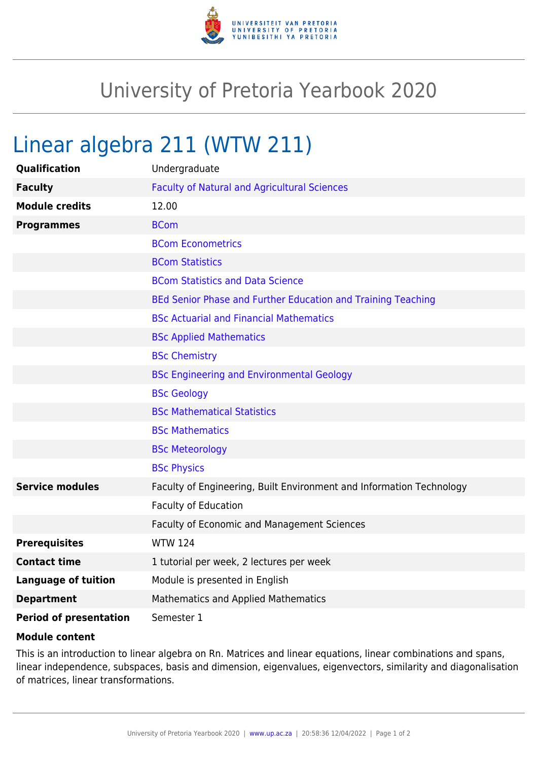# University of Pretoria Yearbook 2020

## Linear algebra 211 (WTW 211)

| | |
|---|---|
| **Qualification** | Undergraduate |
| **Faculty** | Faculty of Natural and Agricultural Sciences |
| **Module credits** | 12.00 |
| **Programmes** | BCom |
| | BCom Econometrics |
| | BCom Statistics |
| | BCom Statistics and Data Science |
| | BEd Senior Phase and Further Education and Training Teaching |
| | BSc Actuarial and Financial Mathematics |
| | BSc Applied Mathematics |
| | BSc Chemistry |
| | BSc Engineering and Environmental Geology |
| | BSc Geology |
| | BSc Mathematical Statistics |
| | BSc Mathematics |
| | BSc Meteorology |
| | BSc Physics |
| **Service modules** | Faculty of Engineering, Built Environment and Information Technology |
| | Faculty of Education |
| | Faculty of Economic and Management Sciences |
| **Prerequisites** | WTW 124 |
| **Contact time** | 1 tutorial per week, 2 lectures per week |
| **Language of tuition** | Module is presented in English |
| **Department** | Mathematics and Applied Mathematics |
| **Period of presentation** | Semester 1 |

**Module content**

This is an introduction to linear algebra on Rn. Matrices and linear equations, linear combinations and spans, linear independence, subspaces, basis and dimension, eigenvalues, eigenvectors, similarity and diagonalisation of matrices, linear transformations.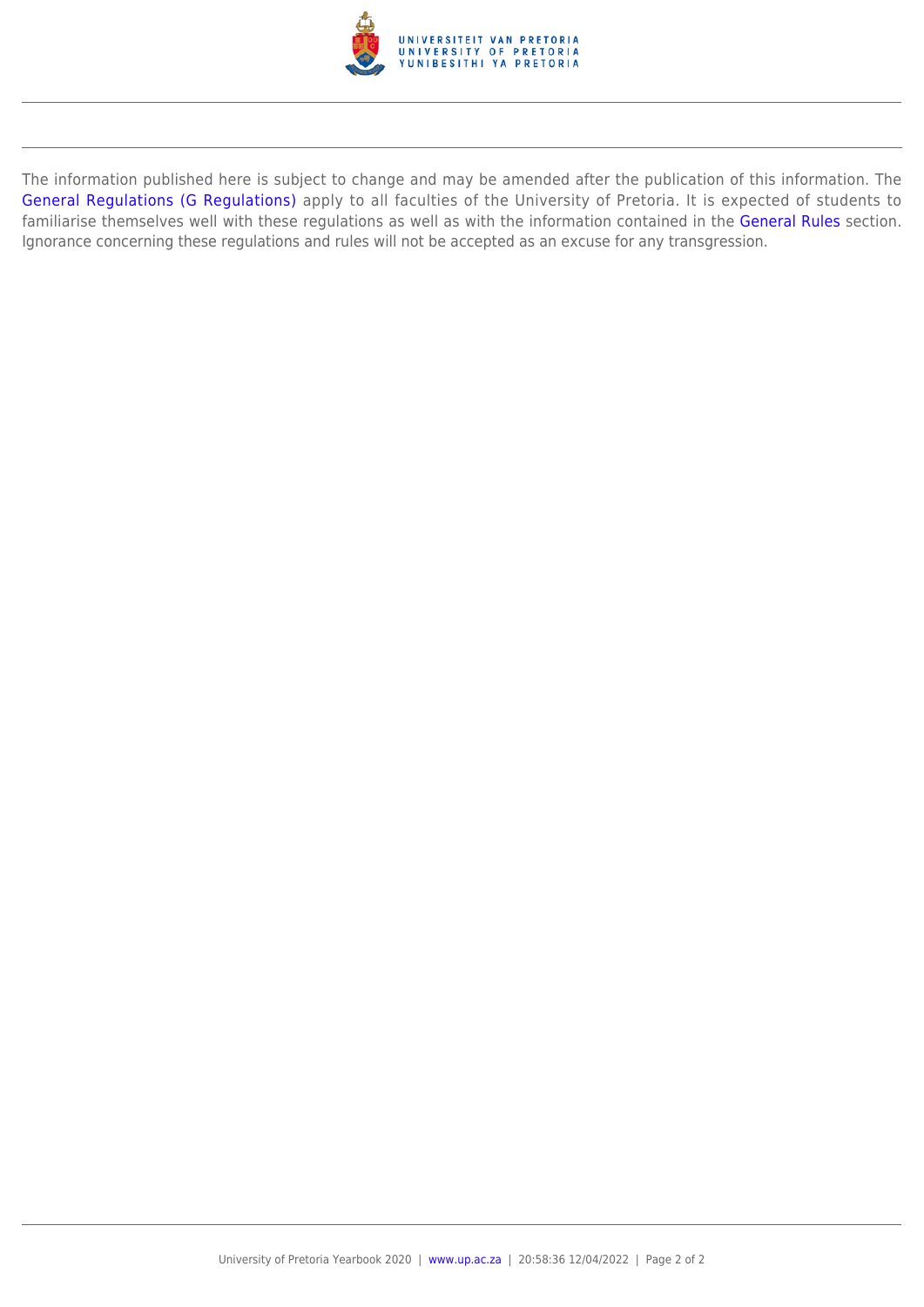The information published here is subject to change and may be amended after the publication of this information. The General Regulations (G Regulations) apply to all faculties of the University of Pretoria. It is expected of students to familiarise themselves well with these regulations as well as with the information contained in the General Rules section. Ignorance concerning these regulations and rules will not be accepted as an excuse for any transgression.